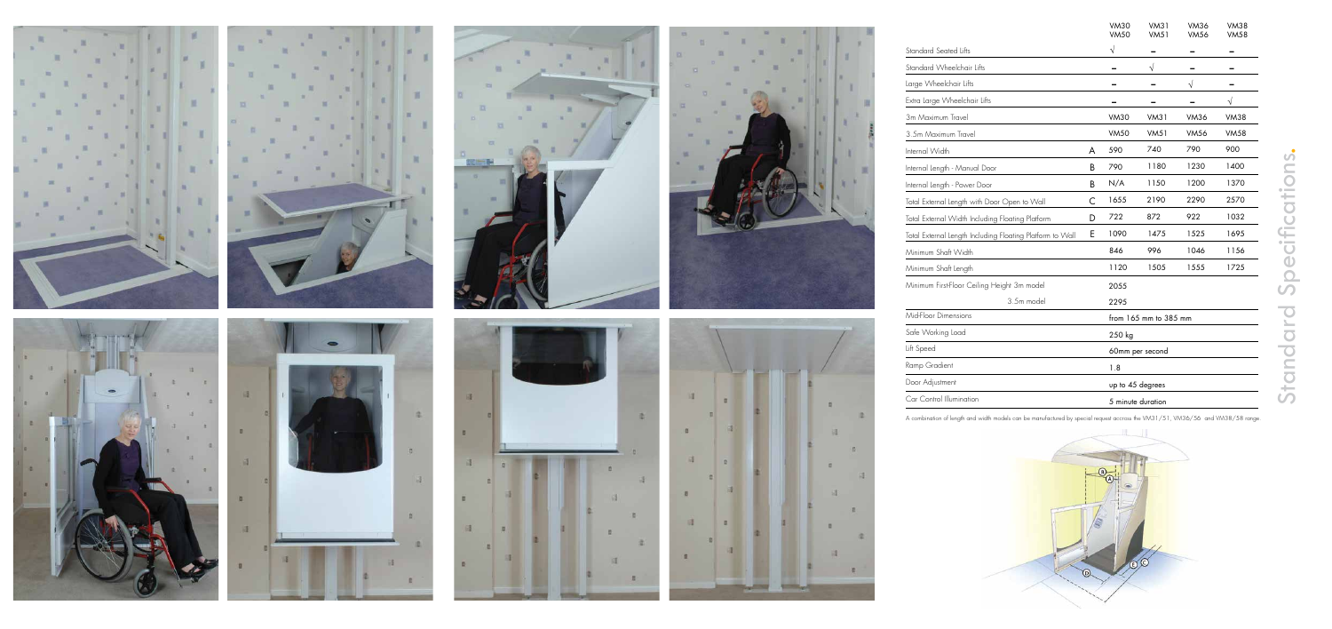# Standard Specifications.

| | | VM30 VM50 | VM31 VM51 | VM36 VM56 | VM38 VM58 |
|---|---|---|---|---|---|
| Standard Seated Lifts | | √ | – | – | – |
| Standard Wheelchair Lifts | | – | √ | – | – |
| Large Wheelchair Lifts | | – | – | √ | – |
| Extra Large Wheelchair Lifts | | – | – | – | √ |
| 3m Maximum Travel | | VM30 | VM31 | VM36 | VM38 |
| 3.5m Maximum Travel | | VM50 | VM51 | VM56 | VM58 |
| Internal Width | A | 590 | 740 | 790 | 900 |
| Internal Length - Manual Door | B | 790 | 1180 | 1230 | 1400 |
| Internal Length - Power Door | B | N/A | 1150 | 1200 | 1370 |
| Total External Length with Door Open to Wall | C | 1655 | 2190 | 2290 | 2570 |
| Total External Width Including Floating Platform | D | 722 | 872 | 922 | 1032 |
| Total External Length Including Floating Platform to Wall | E | 1090 | 1475 | 1525 | 1695 |
| Minimum Shaft Width | | 846 | 996 | 1046 | 1156 |
| Minimum Shaft Length | | 1120 | 1505 | 1555 | 1725 |
| Minimum First-Floor Ceiling Height 3m model | | 2055 | | | |
| 3.5m model | | 2295 | | | |
| Mid-Floor Dimensions | | from 165 mm to 385 mm | | | |
| Safe Working Load | | 250 kg | | | |
| Lift Speed | | 60mm per second | | | |
| Ramp Gradient | | 1.8 | | | |
| Door Adjustment | | up to 45 degrees | | | |
| Car Control Illumination | | 5 minute duration | | | |

A combination of length and width models can be manufactured by special request accross the VM31/51, VM36/56 and VM38/58 range.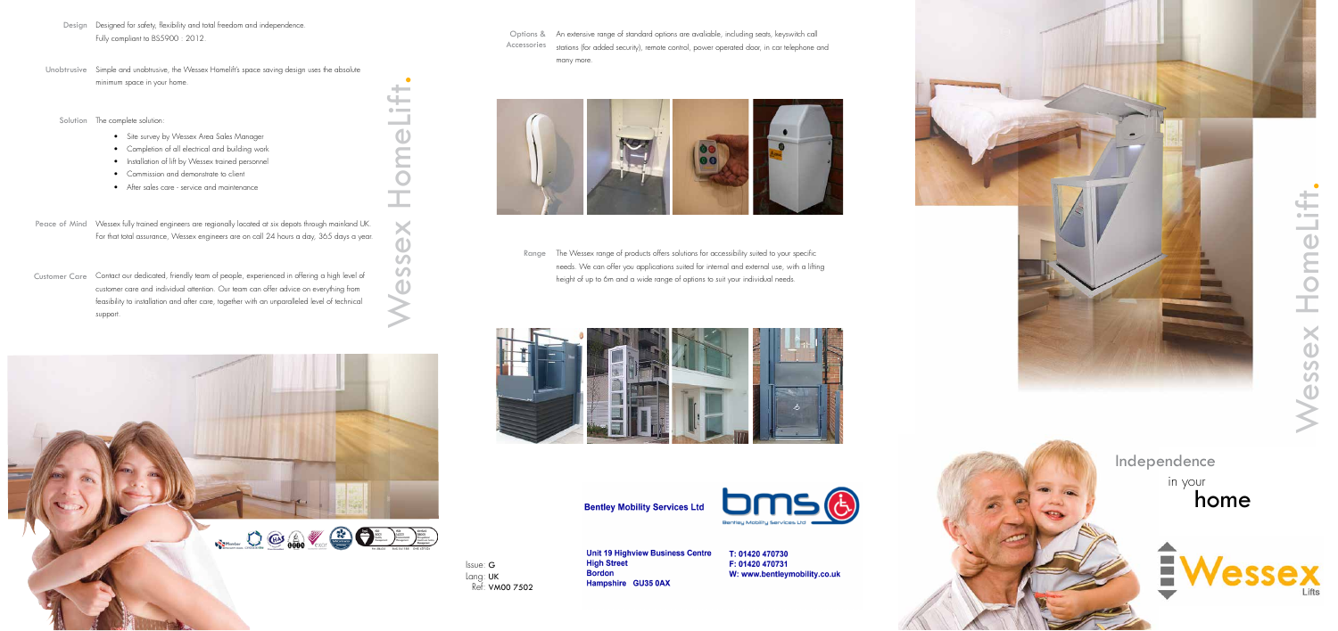Wessex HomeLift.

**Design** Designed for safety, flexibility and total freedom and independence. Fully compliant to BS5900 : 2012.

**Unobtrusive** Simple and unobtrusive, the Wessex Homelift's space saving design uses the absolute minimum space in your home.

**Solution** The complete solution:

- Site survey by Wessex Area Sales Manager
- Completion of all electrical and building work
- Installation of lift by Wessex trained personnel
- Commission and demonstrate to client
- After sales care - service and maintenance

**Peace of Mind** Wessex fully trained engineers are regionally located at six depots through mainland UK. For that total assurance, Wessex engineers are on call 24 hours a day, 365 days a year.

**Customer Care** Contact our dedicated, friendly team of people, experienced in offering a high level of customer care and individual attention. Our team can offer advice on everything from feasibility to installation and after care, together with an unparalleled level of technical support.

**Options & Accessories** An extensive range of standard options are avaliable, including seats, keyswitch call stations (for added security), remote control, power operated door, in car telephone and many more.

**Range** The Wessex range of products offers solutions for accessibility suited to your specific needs. We can offer you applications suited for internal and external use, with a lifting height of up to 6m and a wide range of options to suit your individual needs.

Issue: G
Lang: UK
Ref: VM00 7502

**Bentley Mobility Services Ltd**

bms Bentley Mobility Services Ltd

Unit 19 Highview Business Centre
High Street
Bordon
Hampshire GU35 0AX

T: 01420 470730
F: 01420 470731
W: www.bentleymobility.co.uk

Wessex HomeLift.

Independence in your home

Wessex Lifts